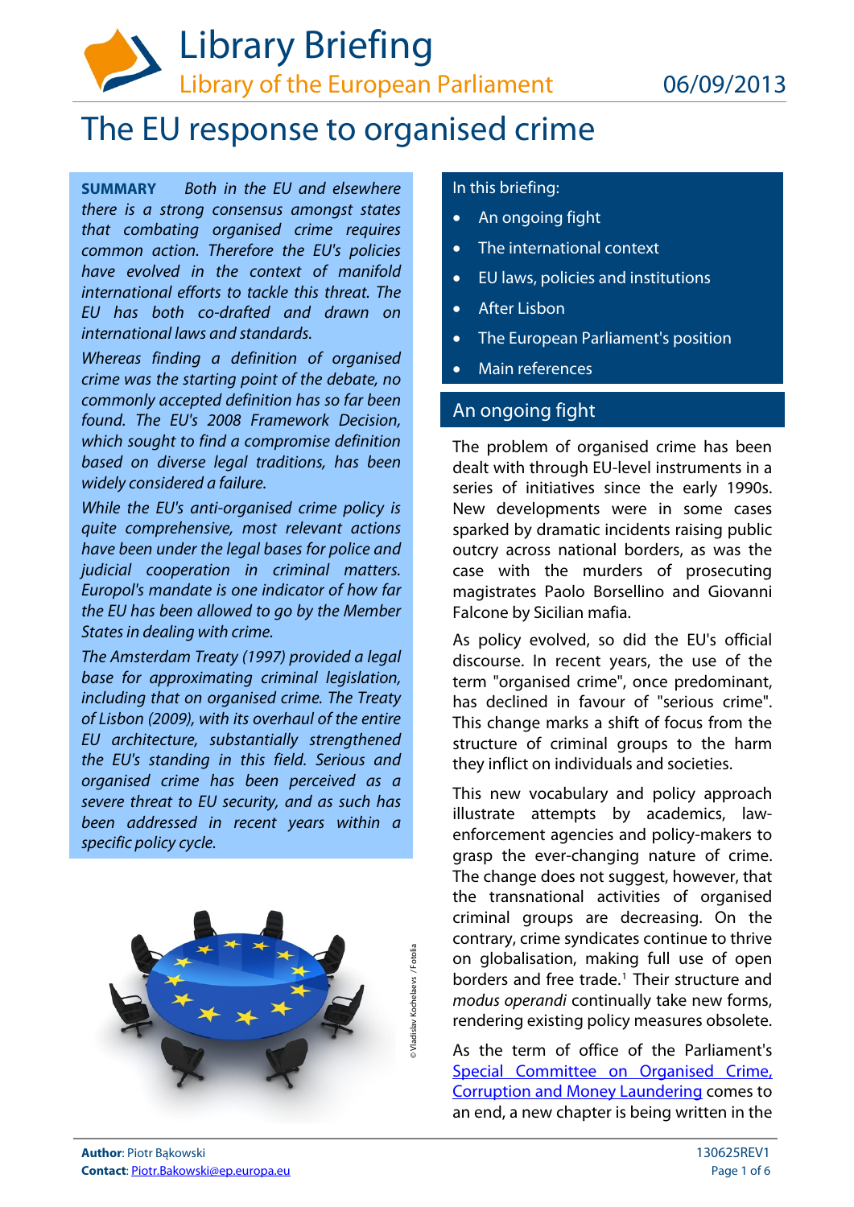# Library Briefing

Library of the European Parliament

06/09/2013

# The EU response to organised crime

**SUMMARY** *Both in the EU and elsewhere there is a strong consensus amongst states that combating organised crime requires common action. Therefore the EU's policies have evolved in the context of manifold international efforts to tackle this threat. The EU has both co-drafted and drawn on international laws and standards.*

*Whereas finding a definition of organised crime was the starting point of the debate, no commonly accepted definition has so far been found. The EU's 2008 Framework Decision, which sought to find a compromise definition based on diverse legal traditions, has been widely considered a failure.*

*While the EU's anti-organised crime policy is quite comprehensive, most relevant actions have been under the legal bases for police and judicial cooperation in criminal matters. Europol's mandate is one indicator of how far the EU has been allowed to go by the Member States in dealing with crime.*

*The Amsterdam Treaty (1997) provided a legal base for approximating criminal legislation, including that on organised crime. The Treaty of Lisbon (2009), with its overhaul of the entire EU architecture, substantially strengthened the EU's standing in this field. Serious and organised crime has been perceived as a severe threat to EU security, and as such has been addressed in recent years within a specific policy cycle.*

© Vladislav Kochelaevs / Fotolia

In this briefing:

- An ongoing fight
- The international context
- EU laws, policies and institutions
- After Lisbon
- The European Parliament's position
- Main references

## An ongoing fight

The problem of organised crime has been dealt with through EU-level instruments in a series of initiatives since the early 1990s. New developments were in some cases sparked by dramatic incidents raising public outcry across national borders, as was the case with the murders of prosecuting magistrates Paolo Borsellino and Giovanni Falcone by Sicilian mafia.

As policy evolved, so did the EU's official discourse. In recent years, the use of the term "organised crime", once predominant, has declined in favour of "serious crime". This change marks a shift of focus from the structure of criminal groups to the harm they inflict on individuals and societies.

This new vocabulary and policy approach illustrate attempts by academics, law-enforcement agencies and policy-makers to grasp the ever-changing nature of crime. The change does not suggest, however, that the transnational activities of organised criminal groups are decreasing. On the contrary, crime syndicates continue to thrive on globalisation, making full use of open borders and free trade.[1] Their structure and *modus operandi* continually take new forms, rendering existing policy measures obsolete.

As the term of office of the Parliament's Special Committee on Organised Crime, Corruption and Money Laundering comes to an end, a new chapter is being written in the

**Author**: Piotr Bąkowski
**Contact**: Piotr.Bakowski@ep.europa.eu

130625REV1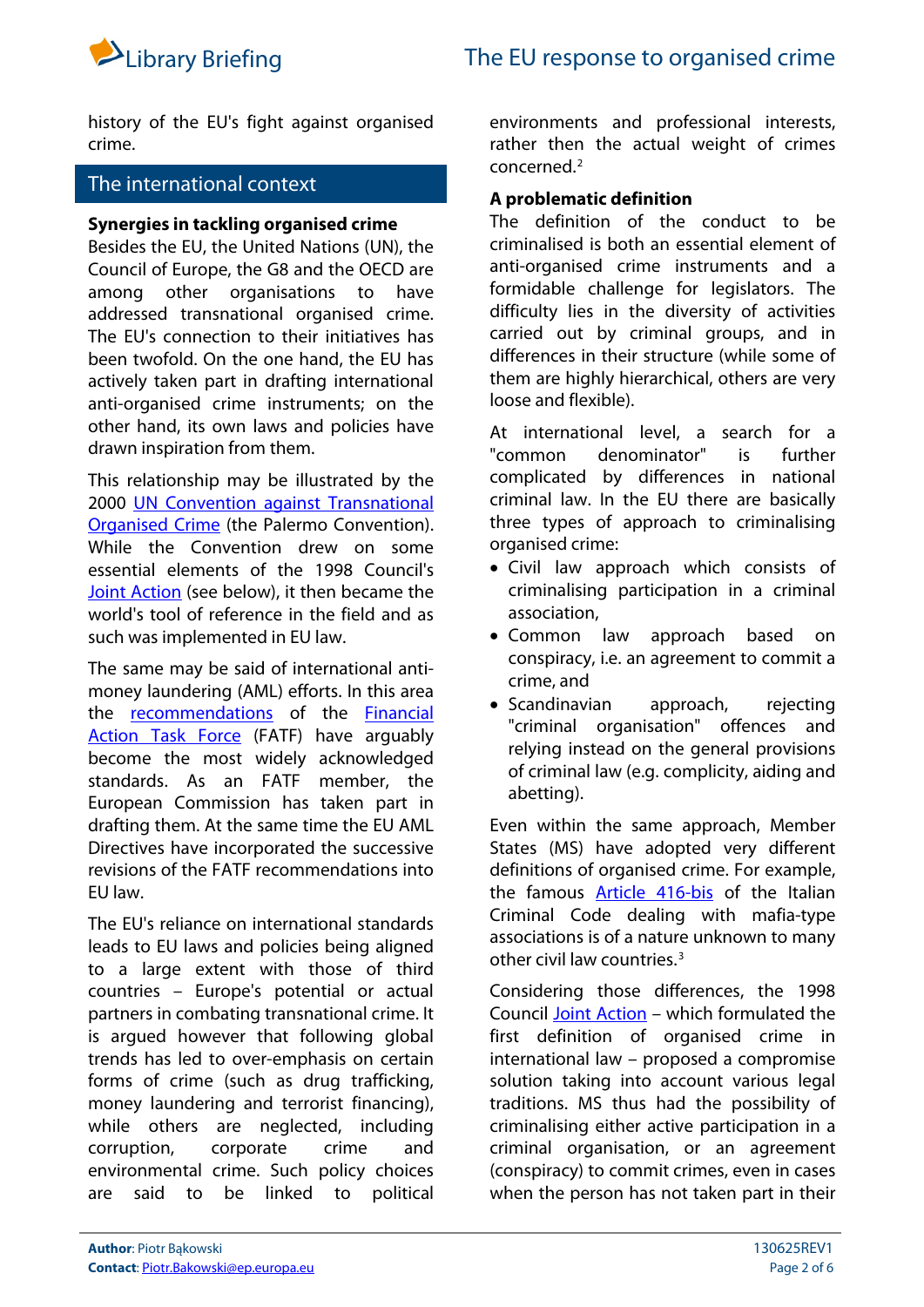history of the EU's fight against organised crime.

## The international context

**Synergies in tackling organised crime**

Besides the EU, the United Nations (UN), the Council of Europe, the G8 and the OECD are among other organisations to have addressed transnational organised crime. The EU's connection to their initiatives has been twofold. On the one hand, the EU has actively taken part in drafting international anti-organised crime instruments; on the other hand, its own laws and policies have drawn inspiration from them.

This relationship may be illustrated by the 2000 UN Convention against Transnational Organised Crime (the Palermo Convention). While the Convention drew on some essential elements of the 1998 Council's Joint Action (see below), it then became the world's tool of reference in the field and as such was implemented in EU law.

The same may be said of international anti-money laundering (AML) efforts. In this area the recommendations of the Financial Action Task Force (FATF) have arguably become the most widely acknowledged standards. As an FATF member, the European Commission has taken part in drafting them. At the same time the EU AML Directives have incorporated the successive revisions of the FATF recommendations into EU law.

The EU's reliance on international standards leads to EU laws and policies being aligned to a large extent with those of third countries – Europe's potential or actual partners in combating transnational crime. It is argued however that following global trends has led to over-emphasis on certain forms of crime (such as drug trafficking, money laundering and terrorist financing), while others are neglected, including corruption, corporate crime and environmental crime. Such policy choices are said to be linked to political environments and professional interests, rather then the actual weight of crimes concerned.[2]

**A problematic definition**

The definition of the conduct to be criminalised is both an essential element of anti-organised crime instruments and a formidable challenge for legislators. The difficulty lies in the diversity of activities carried out by criminal groups, and in differences in their structure (while some of them are highly hierarchical, others are very loose and flexible).

At international level, a search for a "common denominator" is further complicated by differences in national criminal law. In the EU there are basically three types of approach to criminalising organised crime:

- Civil law approach which consists of criminalising participation in a criminal association,
- Common law approach based on conspiracy, i.e. an agreement to commit a crime, and
- Scandinavian approach, rejecting "criminal organisation" offences and relying instead on the general provisions of criminal law (e.g. complicity, aiding and abetting).

Even within the same approach, Member States (MS) have adopted very different definitions of organised crime. For example, the famous Article 416-bis of the Italian Criminal Code dealing with mafia-type associations is of a nature unknown to many other civil law countries.[3]

Considering those differences, the 1998 Council Joint Action – which formulated the first definition of organised crime in international law – proposed a compromise solution taking into account various legal traditions. MS thus had the possibility of criminalising either active participation in a criminal organisation, or an agreement (conspiracy) to commit crimes, even in cases when the person has not taken part in their

**Author**: Piotr Bąkowski
**Contact**: Piotr.Bakowski@ep.europa.eu
130625REV1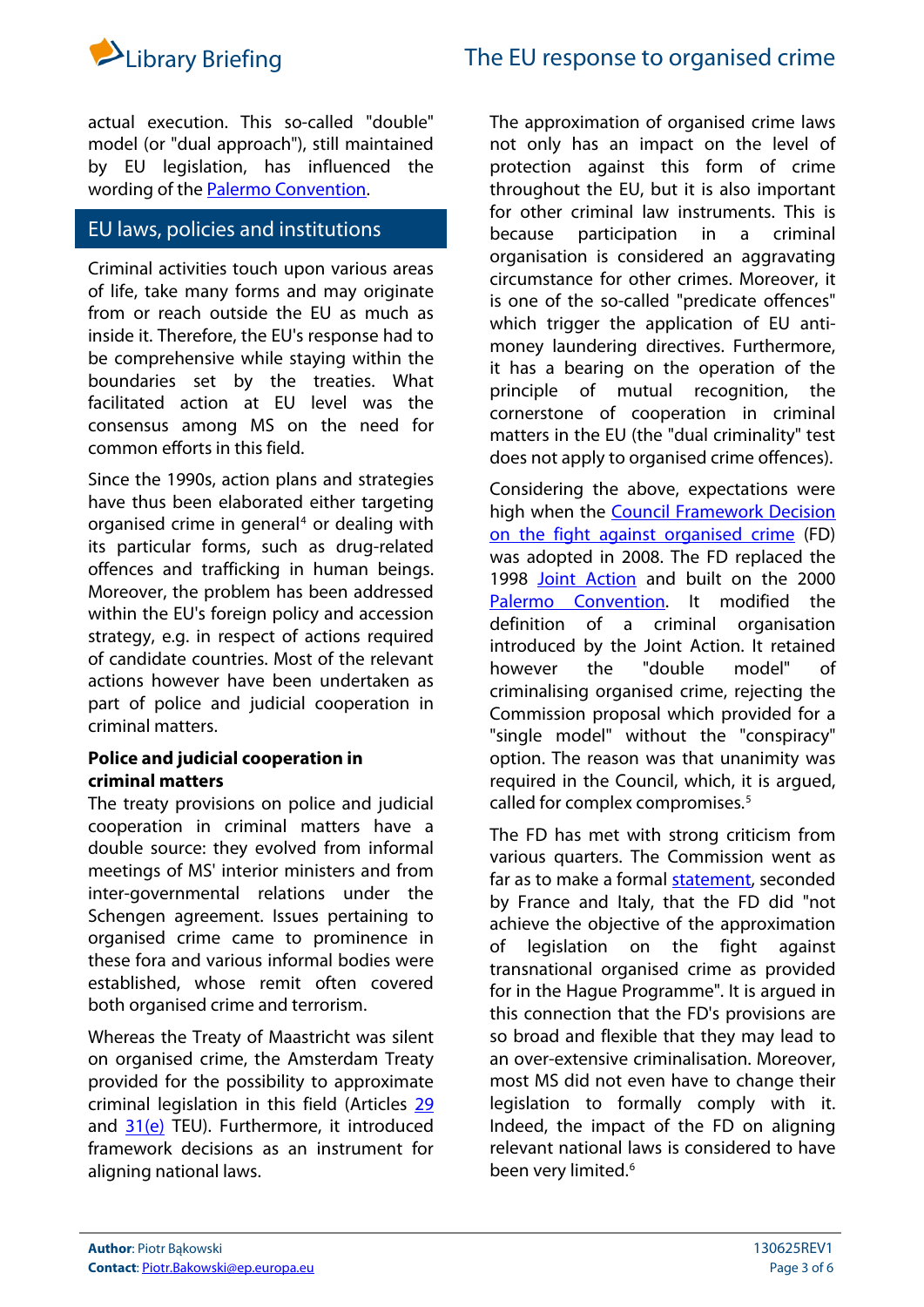actual execution. This so-called "double" model (or "dual approach"), still maintained by EU legislation, has influenced the wording of the Palermo Convention.

## EU laws, policies and institutions

Criminal activities touch upon various areas of life, take many forms and may originate from or reach outside the EU as much as inside it. Therefore, the EU's response had to be comprehensive while staying within the boundaries set by the treaties. What facilitated action at EU level was the consensus among MS on the need for common efforts in this field.

Since the 1990s, action plans and strategies have thus been elaborated either targeting organised crime in general[4] or dealing with its particular forms, such as drug-related offences and trafficking in human beings. Moreover, the problem has been addressed within the EU's foreign policy and accession strategy, e.g. in respect of actions required of candidate countries. Most of the relevant actions however have been undertaken as part of police and judicial cooperation in criminal matters.

**Police and judicial cooperation in criminal matters**

The treaty provisions on police and judicial cooperation in criminal matters have a double source: they evolved from informal meetings of MS' interior ministers and from inter-governmental relations under the Schengen agreement. Issues pertaining to organised crime came to prominence in these fora and various informal bodies were established, whose remit often covered both organised crime and terrorism.

Whereas the Treaty of Maastricht was silent on organised crime, the Amsterdam Treaty provided for the possibility to approximate criminal legislation in this field (Articles 29 and 31(e) TEU). Furthermore, it introduced framework decisions as an instrument for aligning national laws.

The approximation of organised crime laws not only has an impact on the level of protection against this form of crime throughout the EU, but it is also important for other criminal law instruments. This is because participation in a criminal organisation is considered an aggravating circumstance for other crimes. Moreover, it is one of the so-called "predicate offences" which trigger the application of EU anti-money laundering directives. Furthermore, it has a bearing on the operation of the principle of mutual recognition, the cornerstone of cooperation in criminal matters in the EU (the "dual criminality" test does not apply to organised crime offences).

Considering the above, expectations were high when the Council Framework Decision on the fight against organised crime (FD) was adopted in 2008. The FD replaced the 1998 Joint Action and built on the 2000 Palermo Convention. It modified the definition of a criminal organisation introduced by the Joint Action. It retained however the "double model" of criminalising organised crime, rejecting the Commission proposal which provided for a "single model" without the "conspiracy" option. The reason was that unanimity was required in the Council, which, it is argued, called for complex compromises.[5]

The FD has met with strong criticism from various quarters. The Commission went as far as to make a formal statement, seconded by France and Italy, that the FD did "not achieve the objective of the approximation of legislation on the fight against transnational organised crime as provided for in the Hague Programme". It is argued in this connection that the FD's provisions are so broad and flexible that they may lead to an over-extensive criminalisation. Moreover, most MS did not even have to change their legislation to formally comply with it. Indeed, the impact of the FD on aligning relevant national laws is considered to have been very limited.[6]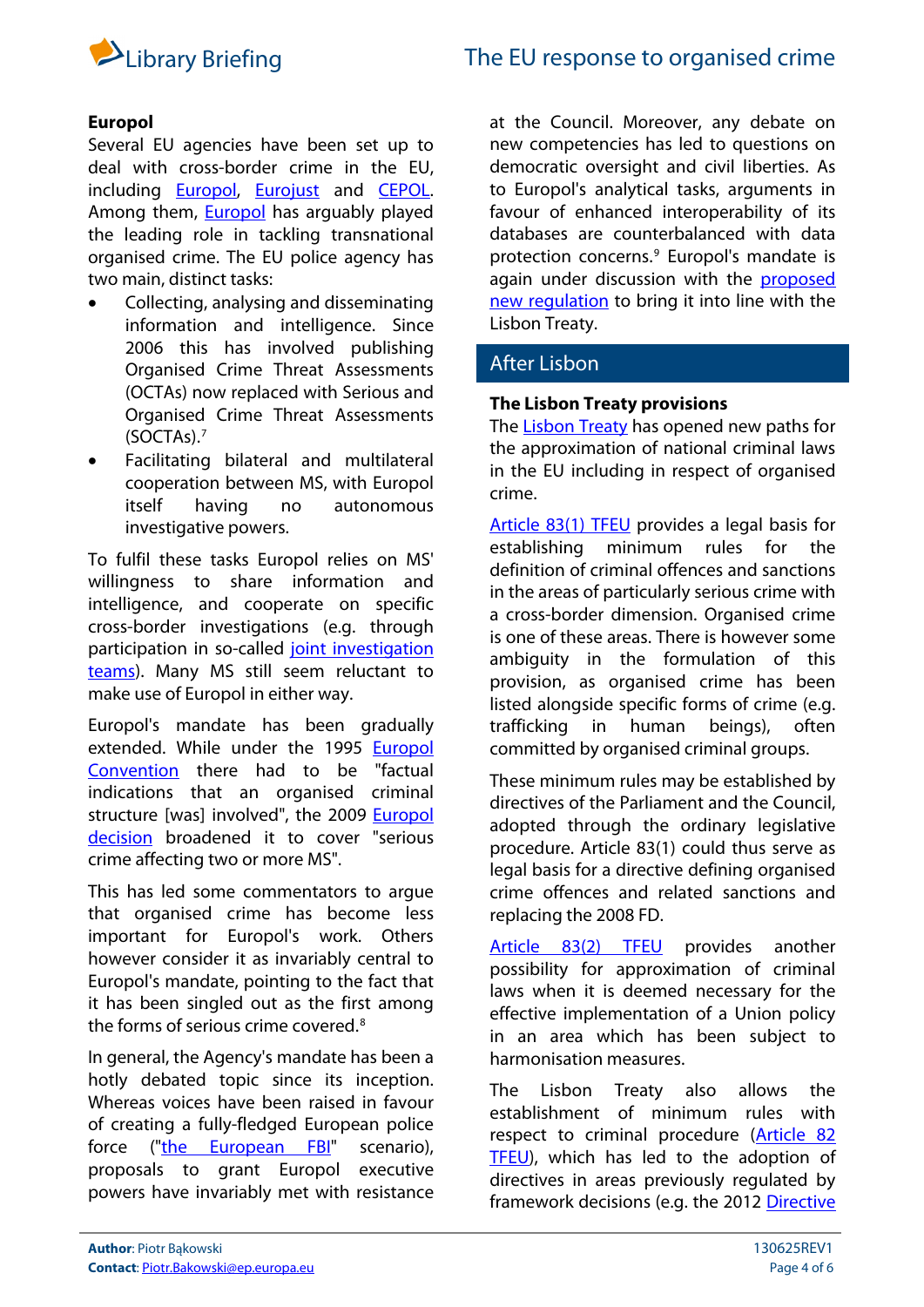### Europol

Several EU agencies have been set up to deal with cross-border crime in the EU, including Europol, Eurojust and CEPOL. Among them, Europol has arguably played the leading role in tackling transnational organised crime. The EU police agency has two main, distinct tasks:

- Collecting, analysing and disseminating information and intelligence. Since 2006 this has involved publishing Organised Crime Threat Assessments (OCTAs) now replaced with Serious and Organised Crime Threat Assessments (SOCTAs).[7]
- Facilitating bilateral and multilateral cooperation between MS, with Europol itself having no autonomous investigative powers.

To fulfil these tasks Europol relies on MS' willingness to share information and intelligence, and cooperate on specific cross-border investigations (e.g. through participation in so-called joint investigation teams). Many MS still seem reluctant to make use of Europol in either way.

Europol's mandate has been gradually extended. While under the 1995 Europol Convention there had to be "factual indications that an organised criminal structure [was] involved", the 2009 Europol decision broadened it to cover "serious crime affecting two or more MS".

This has led some commentators to argue that organised crime has become less important for Europol's work. Others however consider it as invariably central to Europol's mandate, pointing to the fact that it has been singled out as the first among the forms of serious crime covered.[8]

In general, the Agency's mandate has been a hotly debated topic since its inception. Whereas voices have been raised in favour of creating a fully-fledged European police force ("the European FBI" scenario), proposals to grant Europol executive powers have invariably met with resistance at the Council. Moreover, any debate on new competencies has led to questions on democratic oversight and civil liberties. As to Europol's analytical tasks, arguments in favour of enhanced interoperability of its databases are counterbalanced with data protection concerns.[9] Europol's mandate is again under discussion with the proposed new regulation to bring it into line with the Lisbon Treaty.

## After Lisbon

### The Lisbon Treaty provisions

The Lisbon Treaty has opened new paths for the approximation of national criminal laws in the EU including in respect of organised crime.

Article 83(1) TFEU provides a legal basis for establishing minimum rules for the definition of criminal offences and sanctions in the areas of particularly serious crime with a cross-border dimension. Organised crime is one of these areas. There is however some ambiguity in the formulation of this provision, as organised crime has been listed alongside specific forms of crime (e.g. trafficking in human beings), often committed by organised criminal groups.

These minimum rules may be established by directives of the Parliament and the Council, adopted through the ordinary legislative procedure. Article 83(1) could thus serve as legal basis for a directive defining organised crime offences and related sanctions and replacing the 2008 FD.

Article 83(2) TFEU provides another possibility for approximation of criminal laws when it is deemed necessary for the effective implementation of a Union policy in an area which has been subject to harmonisation measures.

The Lisbon Treaty also allows the establishment of minimum rules with respect to criminal procedure (Article 82 TFEU), which has led to the adoption of directives in areas previously regulated by framework decisions (e.g. the 2012 Directive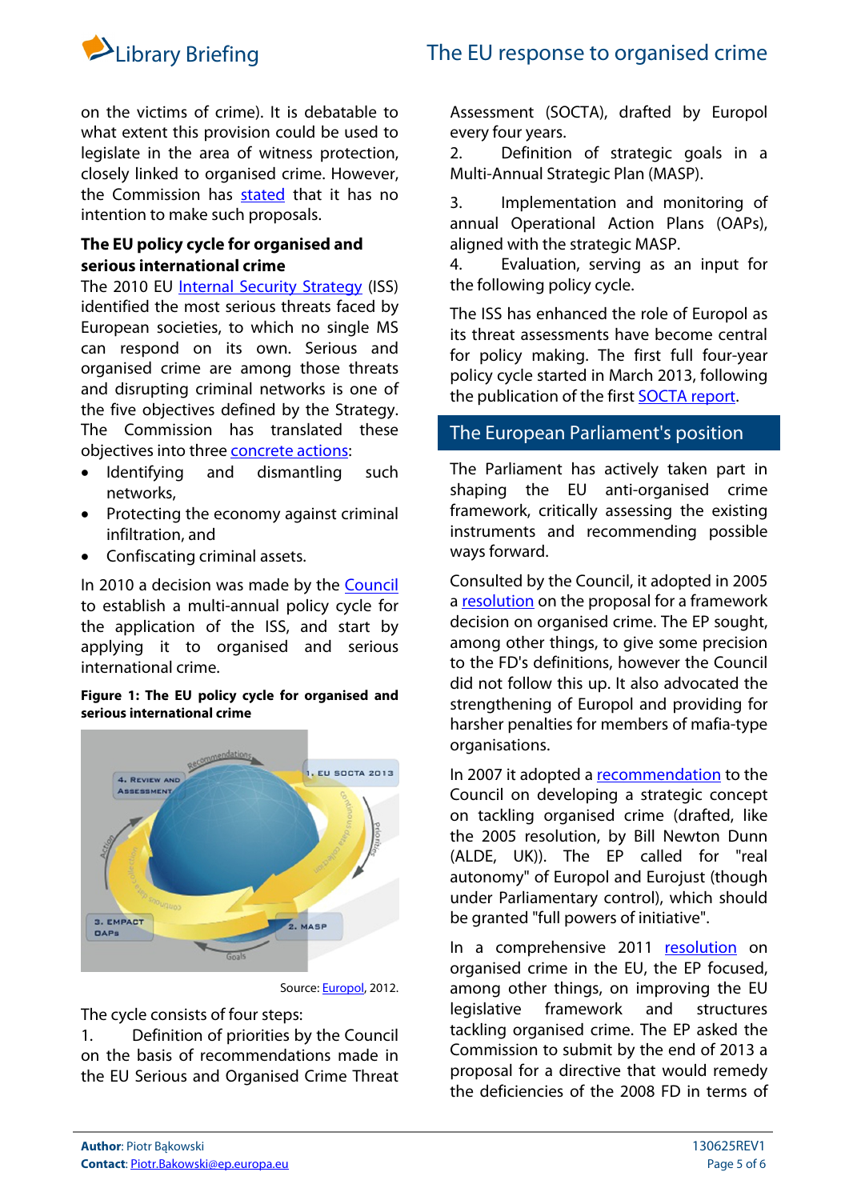on the victims of crime). It is debatable to what extent this provision could be used to legislate in the area of witness protection, closely linked to organised crime. However, the Commission has stated that it has no intention to make such proposals.

### The EU policy cycle for organised and serious international crime

The 2010 EU Internal Security Strategy (ISS) identified the most serious threats faced by European societies, to which no single MS can respond on its own. Serious and organised crime are among those threats and disrupting criminal networks is one of the five objectives defined by the Strategy. The Commission has translated these objectives into three concrete actions:

- Identifying and dismantling such networks,
- Protecting the economy against criminal infiltration, and
- Confiscating criminal assets.

In 2010 a decision was made by the Council to establish a multi-annual policy cycle for the application of the ISS, and start by applying it to organised and serious international crime.

**Figure 1: The EU policy cycle for organised and serious international crime**

Source: Europol, 2012.

The cycle consists of four steps:

1. Definition of priorities by the Council on the basis of recommendations made in the EU Serious and Organised Crime Threat Assessment (SOCTA), drafted by Europol every four years.
2. Definition of strategic goals in a Multi-Annual Strategic Plan (MASP).
3. Implementation and monitoring of annual Operational Action Plans (OAPs), aligned with the strategic MASP.
4. Evaluation, serving as an input for the following policy cycle.

The ISS has enhanced the role of Europol as its threat assessments have become central for policy making. The first full four-year policy cycle started in March 2013, following the publication of the first SOCTA report.

## The European Parliament's position

The Parliament has actively taken part in shaping the EU anti-organised crime framework, critically assessing the existing instruments and recommending possible ways forward.

Consulted by the Council, it adopted in 2005 a resolution on the proposal for a framework decision on organised crime. The EP sought, among other things, to give some precision to the FD's definitions, however the Council did not follow this up. It also advocated the strengthening of Europol and providing for harsher penalties for members of mafia-type organisations.

In 2007 it adopted a recommendation to the Council on developing a strategic concept on tackling organised crime (drafted, like the 2005 resolution, by Bill Newton Dunn (ALDE, UK)). The EP called for "real autonomy" of Europol and Eurojust (though under Parliamentary control), which should be granted "full powers of initiative".

In a comprehensive 2011 resolution on organised crime in the EU, the EP focused, among other things, on improving the EU legislative framework and structures tackling organised crime. The EP asked the Commission to submit by the end of 2013 a proposal for a directive that would remedy the deficiencies of the 2008 FD in terms of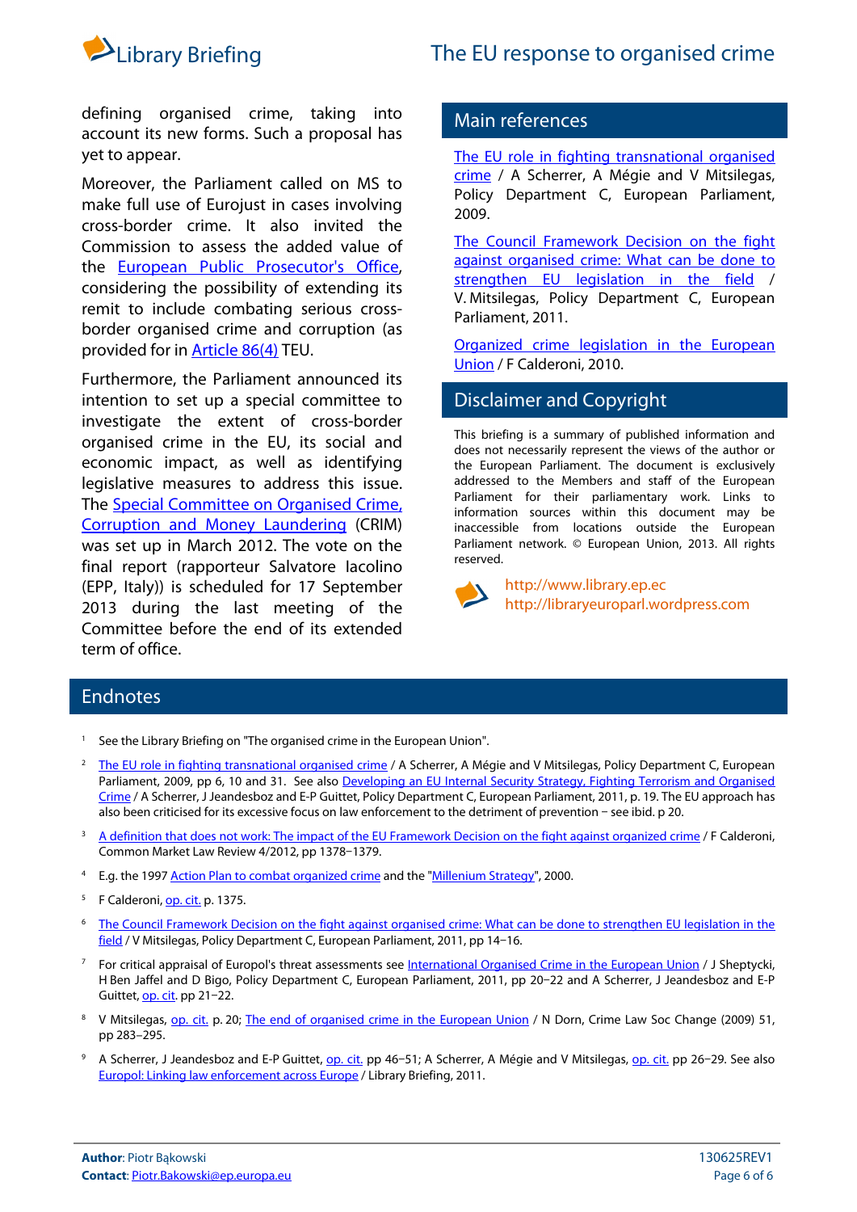defining organised crime, taking into account its new forms. Such a proposal has yet to appear.

Moreover, the Parliament called on MS to make full use of Eurojust in cases involving cross-border crime. It also invited the Commission to assess the added value of the European Public Prosecutor's Office, considering the possibility of extending its remit to include combating serious cross-border organised crime and corruption (as provided for in Article 86(4) TEU.

Furthermore, the Parliament announced its intention to set up a special committee to investigate the extent of cross-border organised crime in the EU, its social and economic impact, as well as identifying legislative measures to address this issue. The Special Committee on Organised Crime, Corruption and Money Laundering (CRIM) was set up in March 2012. The vote on the final report (rapporteur Salvatore Iacolino (EPP, Italy)) is scheduled for 17 September 2013 during the last meeting of the Committee before the end of its extended term of office.

## Main references

The EU role in fighting transnational organised crime / A Scherrer, A Mégie and V Mitsilegas, Policy Department C, European Parliament, 2009.

The Council Framework Decision on the fight against organised crime: What can be done to strengthen EU legislation in the field / V. Mitsilegas, Policy Department C, European Parliament, 2011.

Organized crime legislation in the European Union / F Calderoni, 2010.

## Disclaimer and Copyright

This briefing is a summary of published information and does not necessarily represent the views of the author or the European Parliament. The document is exclusively addressed to the Members and staff of the European Parliament for their parliamentary work. Links to information sources within this document may be inaccessible from locations outside the European Parliament network. © European Union, 2013. All rights reserved.

http://www.library.ep.ec
http://libraryeuroparl.wordpress.com

## Endnotes

1. See the Library Briefing on "The organised crime in the European Union".
2. The EU role in fighting transnational organised crime / A Scherrer, A Mégie and V Mitsilegas, Policy Department C, European Parliament, 2009, pp 6, 10 and 31. See also Developing an EU Internal Security Strategy, Fighting Terrorism and Organised Crime / A Scherrer, J Jeandesboz and E-P Guittet, Policy Department C, European Parliament, 2011, p. 19. The EU approach has also been criticised for its excessive focus on law enforcement to the detriment of prevention – see ibid. p 20.
3. A definition that does not work: The impact of the EU Framework Decision on the fight against organized crime / F Calderoni, Common Market Law Review 4/2012, pp 1378–1379.
4. E.g. the 1997 Action Plan to combat organized crime and the "Millenium Strategy", 2000.
5. F Calderoni, op. cit. p. 1375.
6. The Council Framework Decision on the fight against organised crime: What can be done to strengthen EU legislation in the field / V Mitsilegas, Policy Department C, European Parliament, 2011, pp 14–16.
7. For critical appraisal of Europol's threat assessments see International Organised Crime in the European Union / J Sheptycki, H Ben Jaffel and D Bigo, Policy Department C, European Parliament, 2011, pp 20–22 and A Scherrer, J Jeandesboz and E-P Guittet, op. cit. pp 21–22.
8. V Mitsilegas, op. cit. p. 20; The end of organised crime in the European Union / N Dorn, Crime Law Soc Change (2009) 51, pp 283–295.
9. A Scherrer, J Jeandesboz and E-P Guittet, op. cit. pp 46–51; A Scherrer, A Mégie and V Mitsilegas, op. cit. pp 26–29. See also Europol: Linking law enforcement across Europe / Library Briefing, 2011.

**Author**: Piotr Bąkowski
**Contact**: Piotr.Bakowski@ep.europa.eu

130625REV1